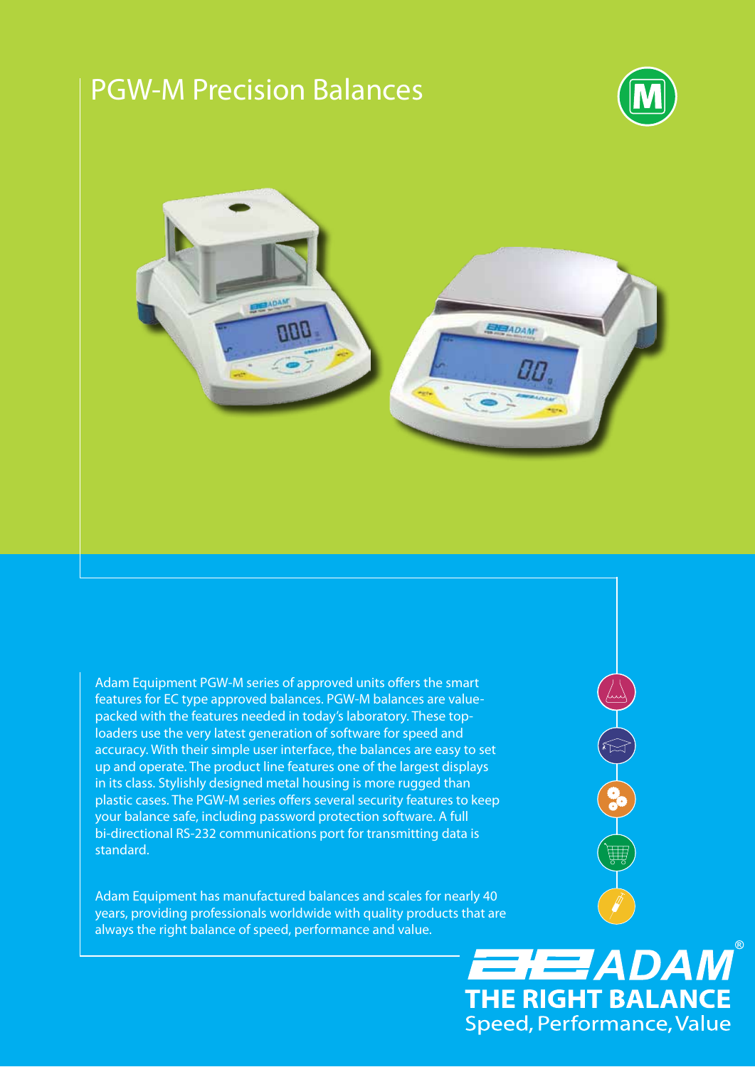# PGW-M Precision Balances

Adam Equipment PGW-M series of approved units offers the smart features for EC type approved balances. PGW-M balances are value-packed with the features needed in today's laboratory. These top-loaders use the very latest generation of software for speed and accuracy. With their simple user interface, the balances are easy to set up and operate. The product line features one of the largest displays in its class. Stylishly designed metal housing is more rugged than plastic cases. The PGW-M series offers several security features to keep your balance safe, including password protection software. A full bi-directional RS-232 communications port for transmitting data is standard.

Adam Equipment has manufactured balances and scales for nearly 40 years, providing professionals worldwide with quality products that are always the right balance of speed, performance and value.

**ADAM®**

**THE RIGHT BALANCE**

Speed, Performance, Value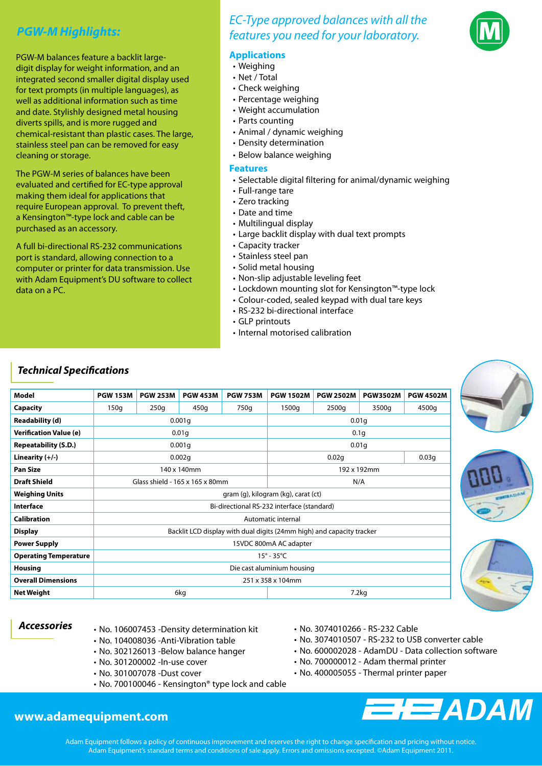## PGW-M Highlights:

PGW-M balances feature a backlit large-digit display for weight information, and an integrated second smaller digital display used for text prompts (in multiple languages), as well as additional information such as time and date. Stylishly designed metal housing diverts spills, and is more rugged and chemical-resistant than plastic cases. The large, stainless steel pan can be removed for easy cleaning or storage.

The PGW-M series of balances have been evaluated and certified for EC-type approval making them ideal for applications that require European approval. To prevent theft, a Kensington™-type lock and cable can be purchased as an accessory.

A full bi-directional RS-232 communications port is standard, allowing connection to a computer or printer for data transmission. Use with Adam Equipment's DU software to collect data on a PC.

## *EC-Type approved balances with all the features you need for your laboratory.*

### Applications

- Weighing
- Net / Total
- Check weighing
- Percentage weighing
- Weight accumulation
- Parts counting
- Animal / dynamic weighing
- Density determination
- Below balance weighing

### Features

- Selectable digital filtering for animal/dynamic weighing
- Full-range tare
- Zero tracking
- Date and time
- Multilingual display
- Large backlit display with dual text prompts
- Capacity tracker
- Stainless steel pan
- Solid metal housing
- Non-slip adjustable leveling feet
- Lockdown mounting slot for Kensington™-type lock
- Colour-coded, sealed keypad with dual tare keys
- RS-232 bi-directional interface
- GLP printouts
- Internal motorised calibration

## Technical Specifications

| Model | PGW 153M | PGW 253M | PGW 453M | PGW 753M | PGW 1502M | PGW 2502M | PGW3502M | PGW 4502M |
|---|---|---|---|---|---|---|---|---|
| Capacity | 150g | 250g | 450g | 750g | 1500g | 2500g | 3500g | 4500g |
| Readability (d) | 0.001g | | | | 0.01g | | | |
| Verification Value (e) | 0.01g | | | | 0.1g | | | |
| Repeatability (S.D.) | 0.001g | | | | 0.01g | | | |
| Linearity (+/-) | 0.002g | | | | 0.02g | | | 0.03g |
| Pan Size | 140 x 140mm | | | | 192 x 192mm | | | |
| Draft Shield | Glass shield - 165 x 165 x 80mm | | | | N/A | | | |
| Weighing Units | gram (g), kilogram (kg), carat (ct) | | | | | | | |
| Interface | Bi-directional RS-232 interface (standard) | | | | | | | |
| Calibration | Automatic internal | | | | | | | |
| Display | Backlit LCD display with dual digits (24mm high) and capacity tracker | | | | | | | |
| Power Supply | 15VDC 800mA AC adapter | | | | | | | |
| Operating Temperature | 15° - 35°C | | | | | | | |
| Housing | Die cast aluminium housing | | | | | | | |
| Overall Dimensions | 251 x 358 x 104mm | | | | | | | |
| Net Weight | 6kg | | | | 7.2kg | | | |

## Accessories

- No. 106007453 -Density determination kit
- No. 104008036 -Anti-Vibration table
- No. 302126013 -Below balance hanger
- No. 301200002 -In-use cover
- No. 301007078 -Dust cover
- No. 700100046 - Kensington® type lock and cable
- No. 3074010266 - RS-232 Cable
- No. 3074010507 - RS-232 to USB converter cable
- No. 600002028 - AdamDU - Data collection software
- No. 700000012 - Adam thermal printer
- No. 400005055 - Thermal printer paper

**www.adamequipment.com**

ADAM

Adam Equipment follows a policy of continuous improvement and reserves the right to change specification and pricing without notice. Adam Equipment's standard terms and conditions of sale apply. Errors and omissions excepted. ©Adam Equipment 2011.